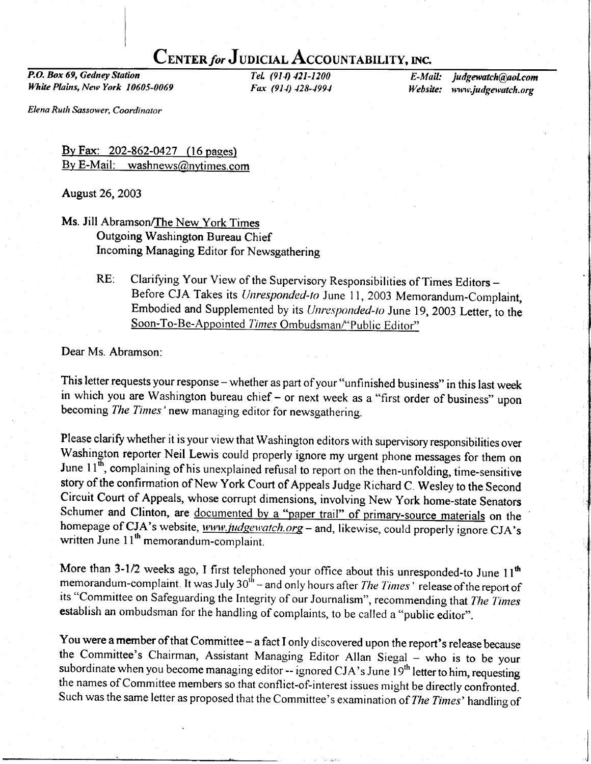# CENTER *for* JUDICIAL ACCOUNTABILITY, INC.

*P.O. Box 69, Gedney Station*
*White Plains, New York 10605-0069*

*Tel. (914) 421-1200*
*Fax (914) 428-4994*

*E-Mail: judgewatch@aol.com*
*Website: www.judgewatch.org*

*Elena Ruth Sassower, Coordinator*

By Fax: 202-862-0427 (16 pages)
By E-Mail: washnews@nytimes.com

August 26, 2003

Ms. Jill Abramson/The New York Times
Outgoing Washington Bureau Chief
Incoming Managing Editor for Newsgathering

RE: Clarifying Your View of the Supervisory Responsibilities of Times Editors – Before CJA Takes its *Unresponded-to* June 11, 2003 Memorandum-Complaint, Embodied and Supplemented by its *Unresponded-to* June 19, 2003 Letter, to the Soon-To-Be-Appointed *Times* Ombudsman/"Public Editor"

Dear Ms. Abramson:

This letter requests your response – whether as part of your "unfinished business" in this last week in which you are Washington bureau chief – or next week as a "first order of business" upon becoming *The Times'* new managing editor for newsgathering.

Please clarify whether it is your view that Washington editors with supervisory responsibilities over Washington reporter Neil Lewis could properly ignore my urgent phone messages for them on June 11[th], complaining of his unexplained refusal to report on the then-unfolding, time-sensitive story of the confirmation of New York Court of Appeals Judge Richard C. Wesley to the Second Circuit Court of Appeals, whose corrupt dimensions, involving New York home-state Senators Schumer and Clinton, are documented by a "paper trail" of primary-source materials on the homepage of CJA's website, *www.judgewatch.org* – and, likewise, could properly ignore CJA's written June 11[th] memorandum-complaint.

More than 3-1/2 weeks ago, I first telephoned your office about this unresponded-to June 11[th] memorandum-complaint. It was July 30[th] – and only hours after *The Times'* release of the report of its "Committee on Safeguarding the Integrity of our Journalism", recommending that *The Times* establish an ombudsman for the handling of complaints, to be called a "public editor".

You were a member of that Committee – a fact I only discovered upon the report's release because the Committee's Chairman, Assistant Managing Editor Allan Siegal – who is to be your subordinate when you become managing editor -- ignored CJA's June 19[th] letter to him, requesting the names of Committee members so that conflict-of-interest issues might be directly confronted. Such was the same letter as proposed that the Committee's examination of *The Times'* handling of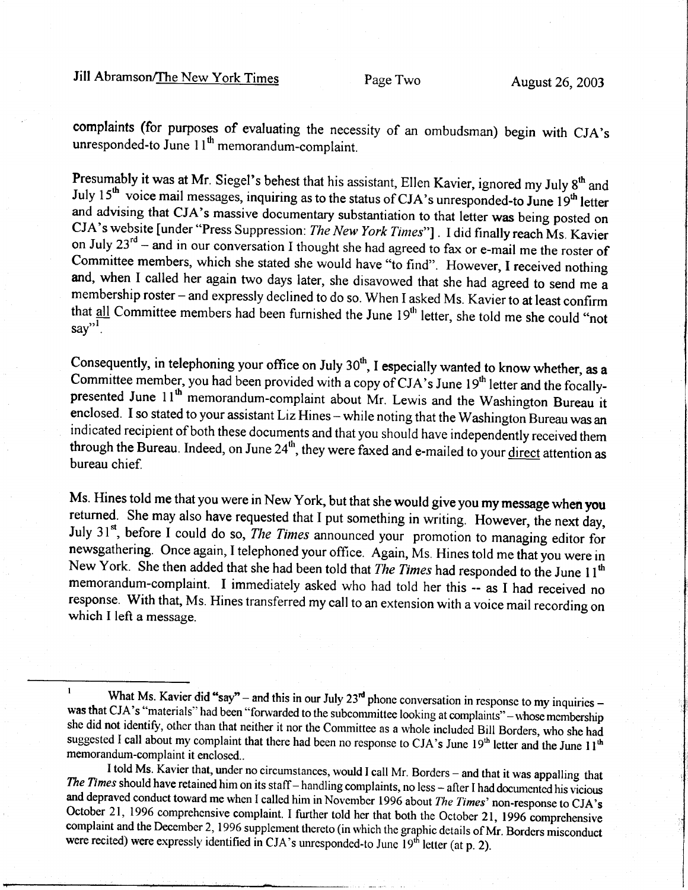complaints (for purposes of evaluating the necessity of an ombudsman) begin with CJA's unresponded-to June 11th memorandum-complaint.

Presumably it was at Mr. Siegel's behest that his assistant, Ellen Kavier, ignored my July 8th and July 15th voice mail messages, inquiring as to the status of CJA's unresponded-to June 19th letter and advising that CJA's massive documentary substantiation to that letter was being posted on CJA's website [under "Press Suppression: *The New York Times*"]. I did finally reach Ms. Kavier on July 23rd – and in our conversation I thought she had agreed to fax or e-mail me the roster of Committee members, which she stated she would have "to find". However, I received nothing and, when I called her again two days later, she disavowed that she had agreed to send me a membership roster – and expressly declined to do so. When I asked Ms. Kavier to at least confirm that all Committee members had been furnished the June 19th letter, she told me she could "not say"[1].

Consequently, in telephoning your office on July 30th, I especially wanted to know whether, as a Committee member, you had been provided with a copy of CJA's June 19th letter and the focally-presented June 11th memorandum-complaint about Mr. Lewis and the Washington Bureau it enclosed. I so stated to your assistant Liz Hines – while noting that the Washington Bureau was an indicated recipient of both these documents and that you should have independently received them through the Bureau. Indeed, on June 24th, they were faxed and e-mailed to your direct attention as bureau chief.

Ms. Hines told me that you were in New York, but that she would give you my message when you returned. She may also have requested that I put something in writing. However, the next day, July 31st, before I could do so, *The Times* announced your promotion to managing editor for newsgathering. Once again, I telephoned your office. Again, Ms. Hines told me that you were in New York. She then added that she had been told that *The Times* had responded to the June 11th memorandum-complaint. I immediately asked who had told her this -- as I had received no response. With that, Ms. Hines transferred my call to an extension with a voice mail recording on which I left a message.

---

[1] What Ms. Kavier did "say" – and this in our July 23rd phone conversation in response to my inquiries – was that CJA's "materials" had been "forwarded to the subcommittee looking at complaints" – whose membership she did not identify, other than that neither it nor the Committee as a whole included Bill Borders, who she had suggested I call about my complaint that there had been no response to CJA's June 19th letter and the June 11th memorandum-complaint it enclosed..

I told Ms. Kavier that, under no circumstances, would I call Mr. Borders – and that it was appalling that *The Times* should have retained him on its staff – handling complaints, no less – after I had documented his vicious and depraved conduct toward me when I called him in November 1996 about *The Times*' non-response to CJA's October 21, 1996 comprehensive complaint. I further told her that both the October 21, 1996 comprehensive complaint and the December 2, 1996 supplement thereto (in which the graphic details of Mr. Borders misconduct were recited) were expressly identified in CJA's unresponded-to June 19th letter (at p. 2).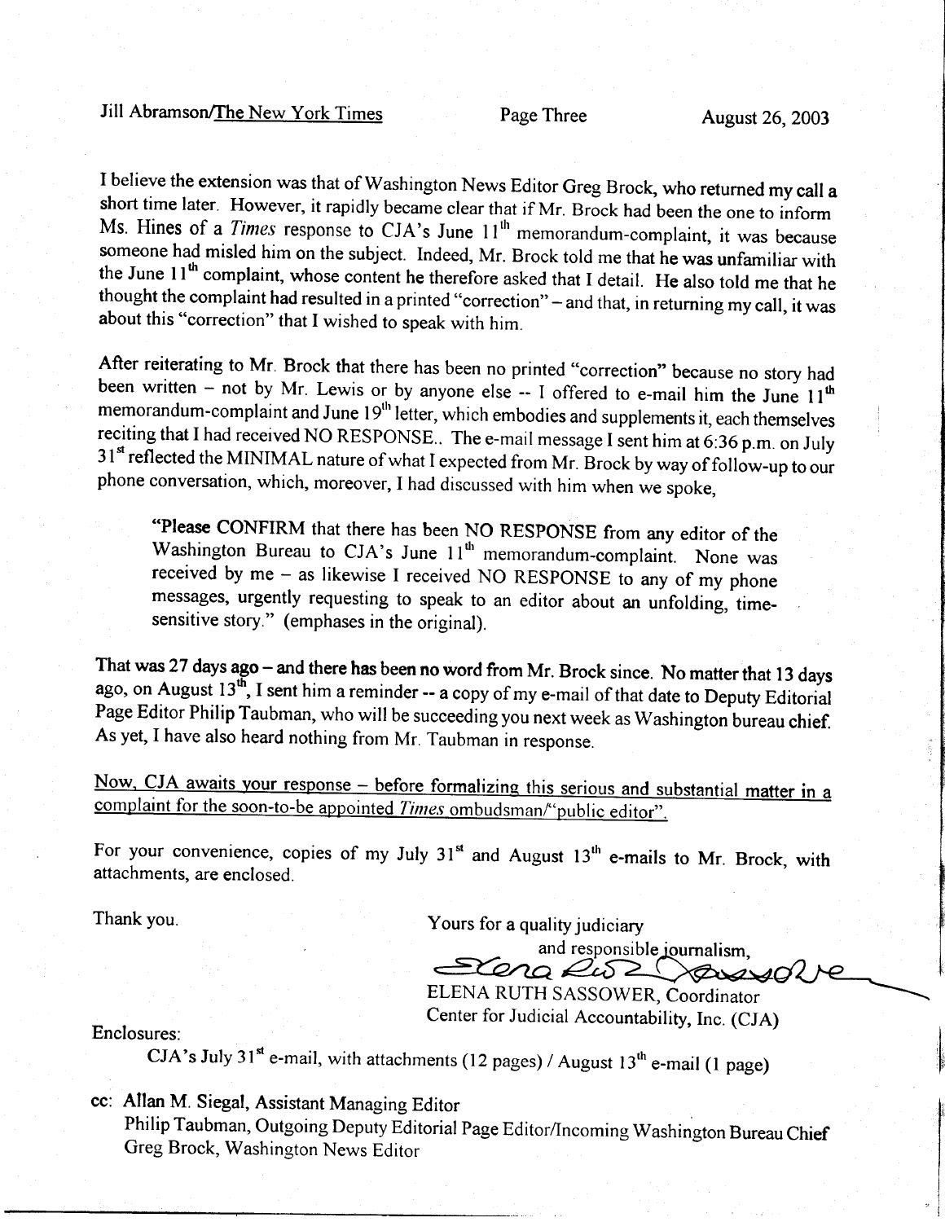I believe the extension was that of Washington News Editor Greg Brock, who returned **my call** a short time later. However, it rapidly became clear that if Mr. Brock had been the one to inform Ms. Hines of a *Times* response to CJA's June 11th memorandum-complaint, it was because someone had misled him on the subject. Indeed, Mr. Brock told me that **he was unfamiliar with** the June 11th complaint, whose content he therefore asked that I detail. **He** also told me that he thought the complaint had resulted in a printed "correction" – and that, in returning my call, it was about this "correction" that I wished to speak with him.

After reiterating to Mr. Brock that there has been no printed "correction" because no story had been written – not by Mr. Lewis or by anyone else -- I offered to e-mail him the June 11th memorandum-complaint and June 19th letter, which embodies and supplements it, each themselves reciting that I had received NO RESPONSE.. The e-mail message I sent him at 6:36 p.m. on July 31st reflected the MINIMAL nature of what I expected from Mr. Brock by way of follow-up to our phone conversation, which, moreover, I had discussed with him when we spoke,

> **"Please CONFIRM** that there has been NO RESPONSE from **any** editor of the Washington Bureau to CJA's June 11th memorandum-complaint. None was received by me – as likewise I received NO RESPONSE to any of my phone messages, urgently requesting to speak to an editor about **an** unfolding, time-sensitive story." (emphases in the original).

**That was 27 days ago – and there has been no word from Mr. Brock since. No matter** that 13 days ago, on August 13th, I sent him a reminder -- a copy of my e-mail of that date to Deputy Editorial Page Editor Philip Taubman, who will be succeeding you next week as Washington bureau **chief**. As yet, I have also heard nothing from Mr. Taubman in response.

Now, CJA awaits your response – before formalizing this serious and substantial matter in a complaint for the soon-to-be appointed *Times* ombudsman/"public editor".

For your convenience, copies of my July 31st and August 13th e-mails to Mr. Brock, with attachments, are enclosed.

Thank you.

Yours for a quality judiciary
and responsible journalism,

ELENA RUTH SASSOWER, Coordinator
Center for Judicial Accountability, Inc. (CJA)

Enclosures:
CJA's July 31st e-mail, with attachments (12 pages) / August 13th e-mail (1 page)

cc: **Allan** M. Siegal, Assistant Managing Editor
Philip Taubman, Outgoing Deputy Editorial Page Editor/Incoming Washington Bureau **Chief**
Greg Brock, Washington News Editor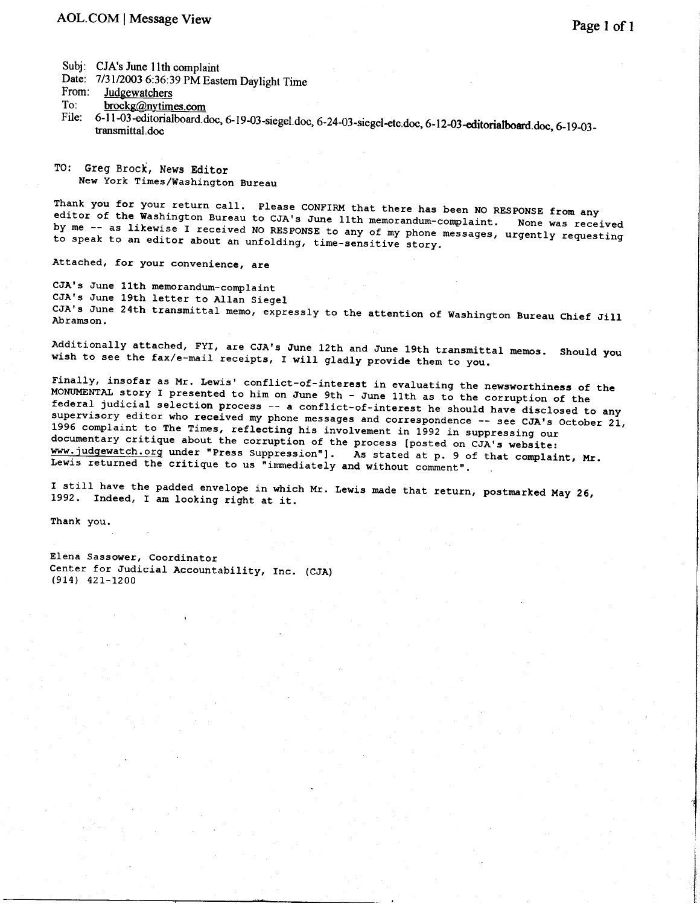Subj: CJA's June 11th complaint
Date: 7/31/2003 6:36:39 PM Eastern Daylight Time
From: Judgewatchers
To: brockg@nytimes.com
File: 6-11-03-editorialboard.doc, 6-19-03-siegel.doc, 6-24-03-siegel-etc.doc, 6-12-03-editorialboard.doc, 6-19-03-transmittal.doc

TO: Greg Brock, News Editor
New York Times/Washington Bureau

Thank you for your return call. Please CONFIRM that there has been NO RESPONSE from any editor of the Washington Bureau to CJA's June 11th memorandum-complaint. None was received by me -- as likewise I received NO RESPONSE to any of my phone messages, urgently requesting to speak to an editor about an unfolding, time-sensitive story.

Attached, for your convenience, are

CJA's June 11th memorandum-complaint
CJA's June 19th letter to Allan Siegel
CJA's June 24th transmittal memo, expressly to the attention of Washington Bureau Chief Jill Abramson.

Additionally attached, FYI, are CJA's June 12th and June 19th transmittal memos. Should you wish to see the fax/e-mail receipts, I will gladly provide them to you.

Finally, insofar as Mr. Lewis' conflict-of-interest in evaluating the newsworthiness of the MONUMENTAL story I presented to him on June 9th - June 11th as to the corruption of the federal judicial selection process -- a conflict-of-interest he should have disclosed to any supervisory editor who received my phone messages and correspondence -- see CJA's October 21, 1996 complaint to The Times, reflecting his involvement in 1992 in suppressing our documentary critique about the corruption of the process [posted on CJA's website: www.judgewatch.org under "Press Suppression"]. As stated at p. 9 of that complaint, Mr. Lewis returned the critique to us "immediately and without comment".

I still have the padded envelope in which Mr. Lewis made that return, postmarked May 26, 1992. Indeed, I am looking right at it.

Thank you.

Elena Sassower, Coordinator
Center for Judicial Accountability, Inc. (CJA)
(914) 421-1200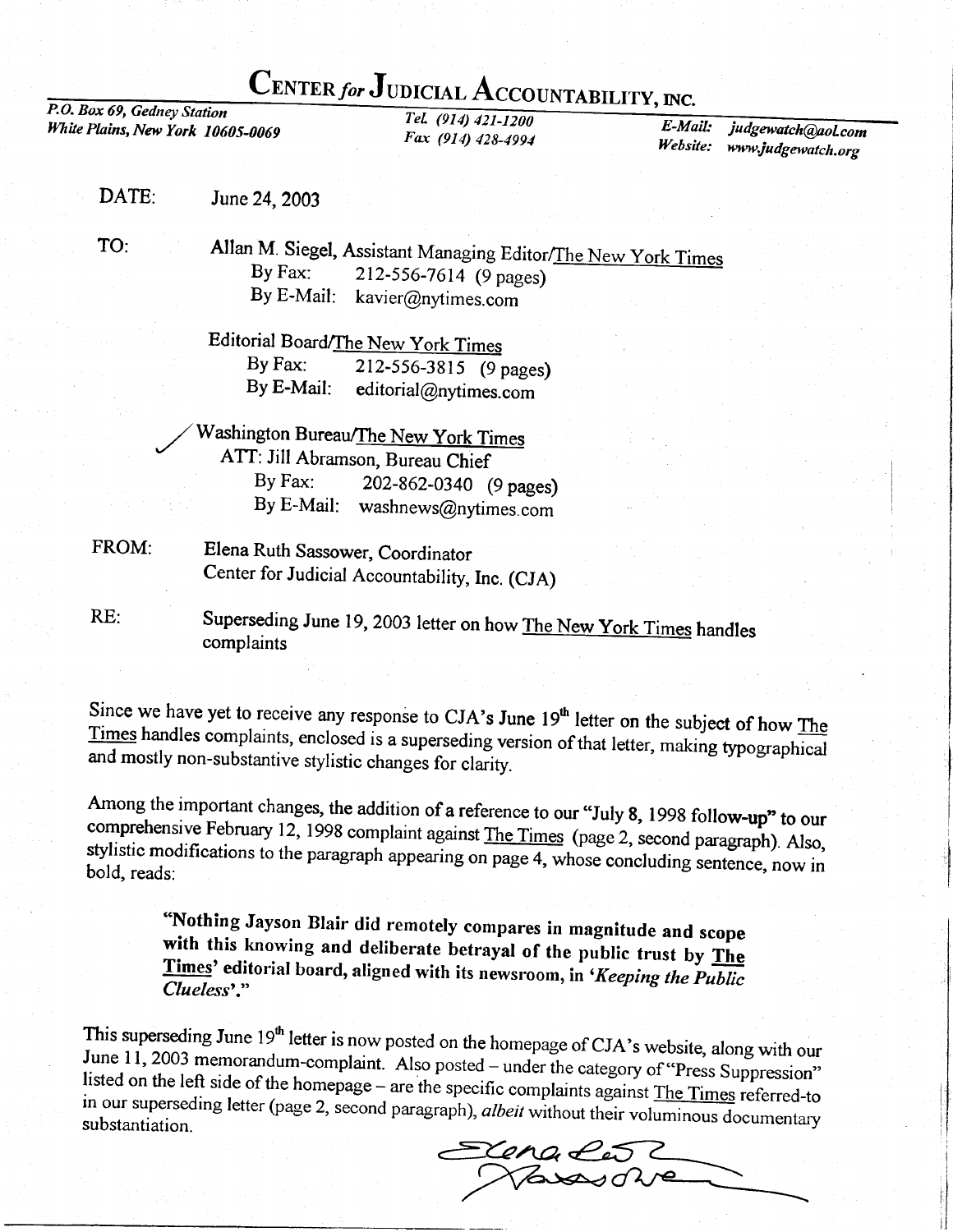# CENTER *for* JUDICIAL ACCOUNTABILITY, INC.

*P.O. Box 69, Gedney Station*
*White Plains, New York 10605-0069*

*Tel. (914) 421-1200*
*Fax (914) 428-4994*

*E-Mail: judgewatch@aol.com*
*Website: www.judgewatch.org*

DATE: June 24, 2003

TO: Allan M. Siegel, Assistant Managing Editor/The New York Times
By Fax: 212-556-7614 (9 pages)
By E-Mail: kavier@nytimes.com

Editorial Board/The New York Times
By Fax: 212-556-3815 (9 pages)
By E-Mail: editorial@nytimes.com

Washington Bureau/The New York Times
ATT: Jill Abramson, Bureau Chief
By Fax: 202-862-0340 (9 pages)
By E-Mail: washnews@nytimes.com

FROM: Elena Ruth Sassower, Coordinator
Center for Judicial Accountability, Inc. (CJA)

RE: Superseding June 19, 2003 letter on how The New York Times handles complaints

Since we have yet to receive any response to CJA's **June 19th** letter on the subject of how The Times handles complaints, enclosed is a superseding version of that letter, making typographical and mostly non-substantive stylistic changes for clarity.

Among the important changes, the addition of a reference to our "July 8, 1998 follow-up" to our comprehensive February 12, 1998 complaint against The Times (page 2, second paragraph). Also, stylistic modifications to the paragraph appearing on page 4, whose concluding sentence, now in bold, reads:

> **"Nothing Jayson Blair did remotely compares in magnitude and scope with this knowing and deliberate betrayal of the public trust by The Times' editorial board, aligned with its newsroom, in '*Keeping the Public Clueless*'."**

This superseding June 19th letter is now posted on the homepage of CJA's website, along with our June 11, 2003 memorandum-complaint. Also posted – under the category of "Press Suppression" listed on the left side of the homepage – are the specific complaints against The Times referred-to in our superseding letter (page 2, second paragraph), *albeit* without their voluminous documentary substantiation.

Elena Ruth Sassower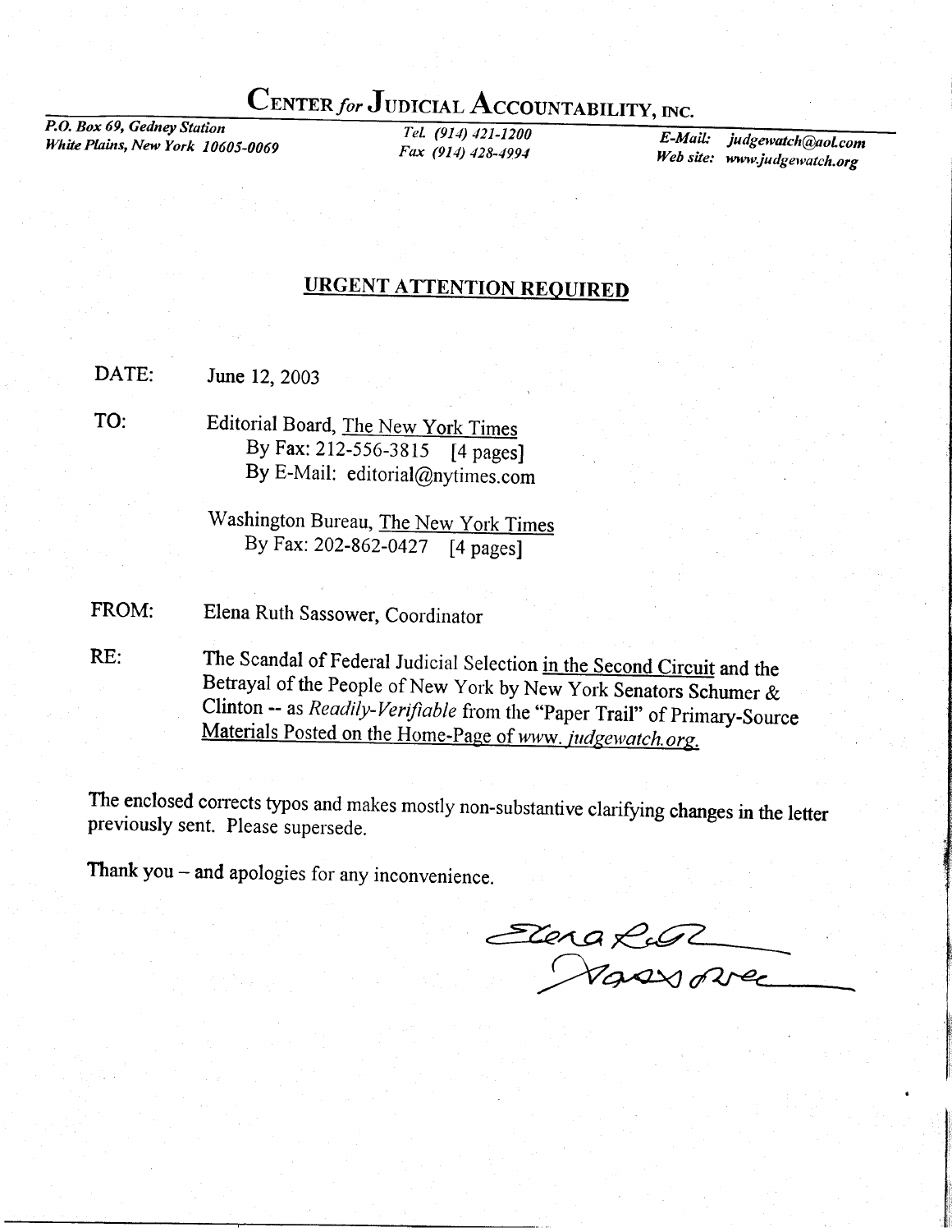# CENTER *for* JUDICIAL ACCOUNTABILITY, INC.

*P.O. Box 69, Gedney Station*
*White Plains, New York 10605-0069*

*Tel. (914) 421-1200*
*Fax (914) 428-4994*

*E-Mail:* *judgewatch@aol.com*
*Web site:* *www.judgewatch.org*

## URGENT ATTENTION REQUIRED

DATE: June 12, 2003

TO: Editorial Board, The New York Times
By Fax: 212-556-3815 [4 pages]
By E-Mail: editorial@nytimes.com

Washington Bureau, The New York Times
By Fax: 202-862-0427 [4 pages]

FROM: Elena Ruth Sassower, Coordinator

RE: The Scandal of Federal Judicial Selection in the Second Circuit and the Betrayal of the People of New York by New York Senators Schumer & Clinton -- as *Readily-Verifiable* from the "Paper Trail" of Primary-Source Materials Posted on the Home-Page of *www. judgewatch.org.*

The enclosed corrects typos and makes mostly non-substantive clarifying changes in the letter previously sent. Please supersede.

Thank you – and apologies for any inconvenience.

Elena Ruth Sassower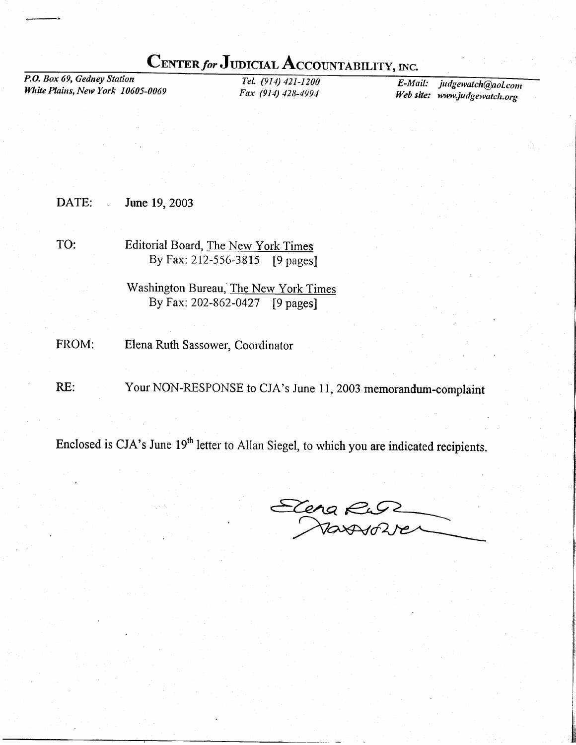# CENTER *for* JUDICIAL ACCOUNTABILITY, INC.

*P.O. Box 69, Gedney Station*
*White Plains, New York 10605-0069*

*Tel. (914) 421-1200*
*Fax (914) 428-4994*

*E-Mail: judgewatch@aol.com*
*Web site: www.judgewatch.org*

DATE: June 19, 2003

TO: Editorial Board, The New York Times
By Fax: 212-556-3815 [9 pages]

Washington Bureau, The New York Times
By Fax: 202-862-0427 [9 pages]

FROM: Elena Ruth Sassower, Coordinator

RE: Your NON-RESPONSE to CJA's June 11, 2003 memorandum-complaint

Enclosed is CJA's June 19th letter to Allan Siegel, to which you are indicated recipients.

Elena Ruth Sassower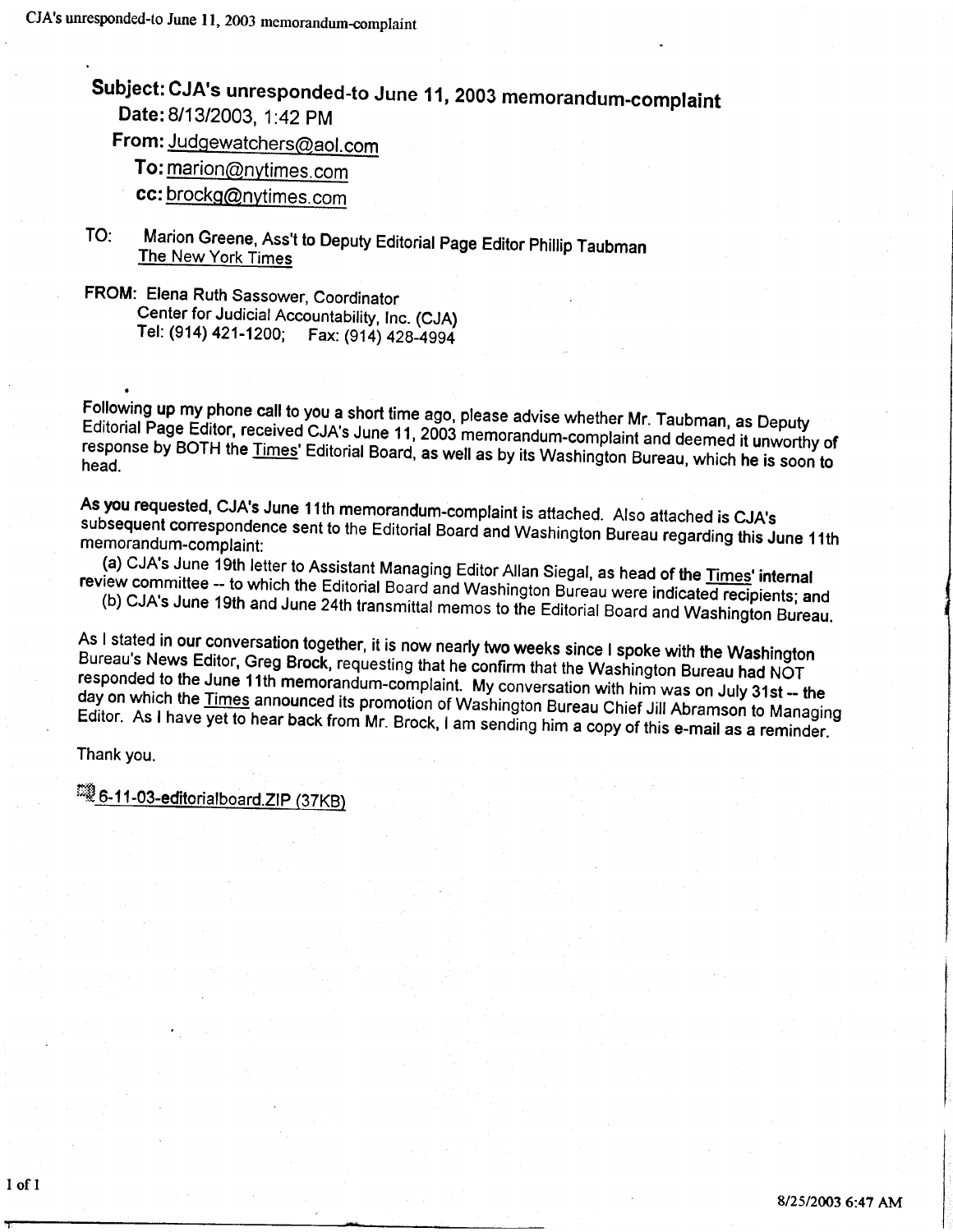**Subject: CJA's unresponded-to June 11, 2003 memorandum-complaint**
**Date:** 8/13/2003, 1:42 PM
**From:** Judgewatchers@aol.com
**To:** marion@nytimes.com
**cc:** brockg@nytimes.com

TO: Marion Greene, Ass't to Deputy Editorial Page Editor Phillip Taubman
The New York Times

FROM: Elena Ruth Sassower, Coordinator
Center for Judicial Accountability, Inc. (CJA)
Tel: (914) 421-1200; Fax: (914) 428-4994

Following up my phone call to you a short time ago, please advise whether Mr. Taubman, as Deputy Editorial Page Editor, received CJA's June 11, 2003 memorandum-complaint and deemed it unworthy of response by BOTH the Times' Editorial Board, as well as by its Washington Bureau, which he is soon to head.

As you requested, CJA's June 11th memorandum-complaint is attached. Also attached is CJA's subsequent correspondence sent to the Editorial Board and Washington Bureau regarding this June 11th memorandum-complaint:

(a) CJA's June 19th letter to Assistant Managing Editor Allan Siegal, as head of the Times' internal review committee -- to which the Editorial Board and Washington Bureau were indicated recipients; and
(b) CJA's June 19th and June 24th transmittal memos to the Editorial Board and Washington Bureau.

As I stated in our conversation together, it is now nearly two weeks since I spoke with the Washington Bureau's News Editor, Greg Brock, requesting that he confirm that the Washington Bureau had NOT responded to the June 11th memorandum-complaint. My conversation with him was on July 31st -- the day on which the Times announced its promotion of Washington Bureau Chief Jill Abramson to Managing Editor. As I have yet to hear back from Mr. Brock, I am sending him a copy of this e-mail as a reminder.

Thank you.

6-11-03-editorialboard.ZIP (37KB)